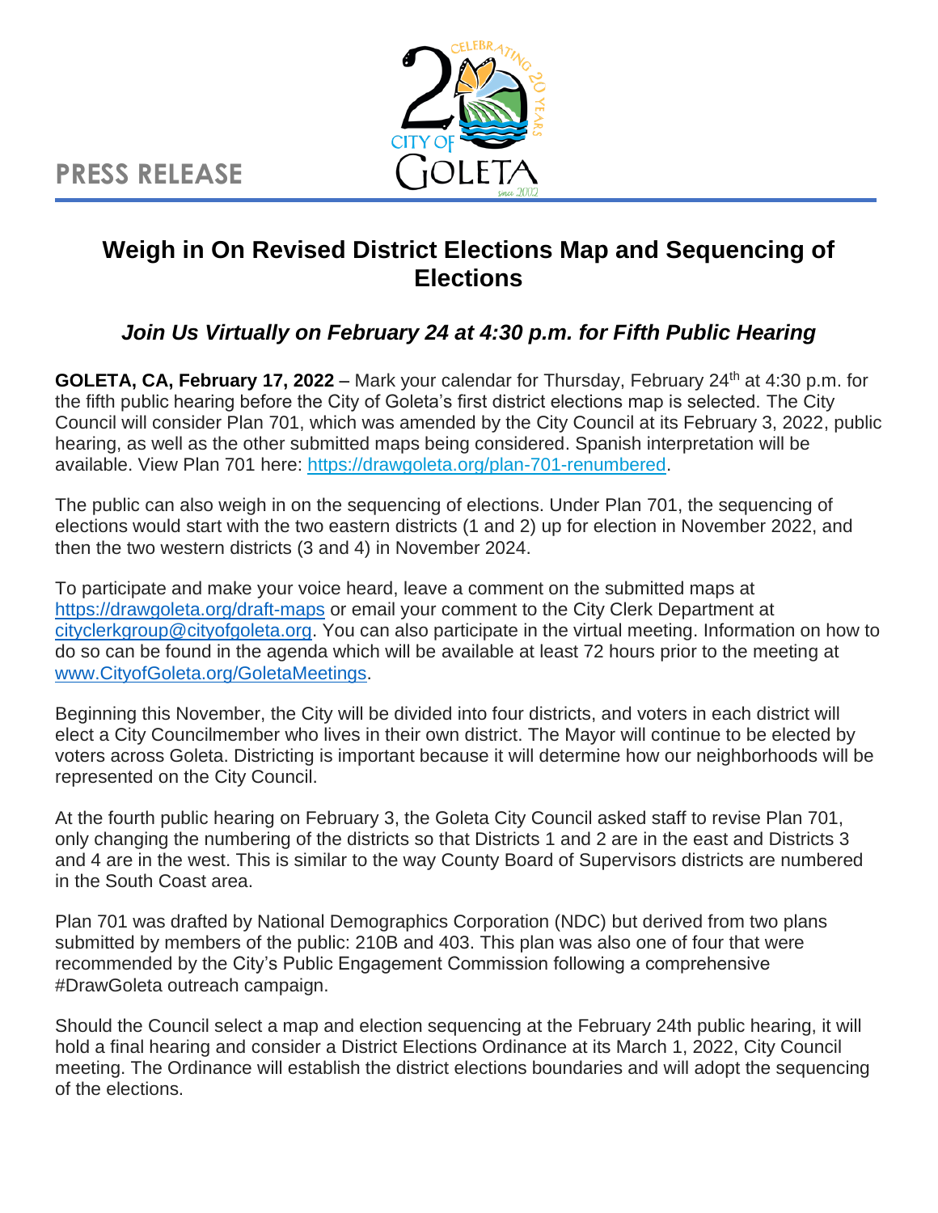**PRESS RELEASE**

# Weigh in On Revised District Elections Map and Sequencing of Elections

## *Join Us Virtually on February 24 at 4:30 p.m. for Fifth Public Hearing*

**GOLETA, CA, February 17, 2022** – Mark your calendar for Thursday, February 24th at 4:30 p.m. for the fifth public hearing before the City of Goleta's first district elections map is selected. The City Council will consider Plan 701, which was amended by the City Council at its February 3, 2022, public hearing, as well as the other submitted maps being considered. Spanish interpretation will be available. View Plan 701 here: https://drawgoleta.org/plan-701-renumbered.

The public can also weigh in on the sequencing of elections. Under Plan 701, the sequencing of elections would start with the two eastern districts (1 and 2) up for election in November 2022, and then the two western districts (3 and 4) in November 2024.

To participate and make your voice heard, leave a comment on the submitted maps at https://drawgoleta.org/draft-maps or email your comment to the City Clerk Department at cityclerkgroup@cityofgoleta.org. You can also participate in the virtual meeting. Information on how to do so can be found in the agenda which will be available at least 72 hours prior to the meeting at www.CityofGoleta.org/GoletaMeetings.

Beginning this November, the City will be divided into four districts, and voters in each district will elect a City Councilmember who lives in their own district. The Mayor will continue to be elected by voters across Goleta. Districting is important because it will determine how our neighborhoods will be represented on the City Council.

At the fourth public hearing on February 3, the Goleta City Council asked staff to revise Plan 701, only changing the numbering of the districts so that Districts 1 and 2 are in the east and Districts 3 and 4 are in the west. This is similar to the way County Board of Supervisors districts are numbered in the South Coast area.

Plan 701 was drafted by National Demographics Corporation (NDC) but derived from two plans submitted by members of the public: 210B and 403. This plan was also one of four that were recommended by the City's Public Engagement Commission following a comprehensive #DrawGoleta outreach campaign.

Should the Council select a map and election sequencing at the February 24th public hearing, it will hold a final hearing and consider a District Elections Ordinance at its March 1, 2022, City Council meeting. The Ordinance will establish the district elections boundaries and will adopt the sequencing of the elections.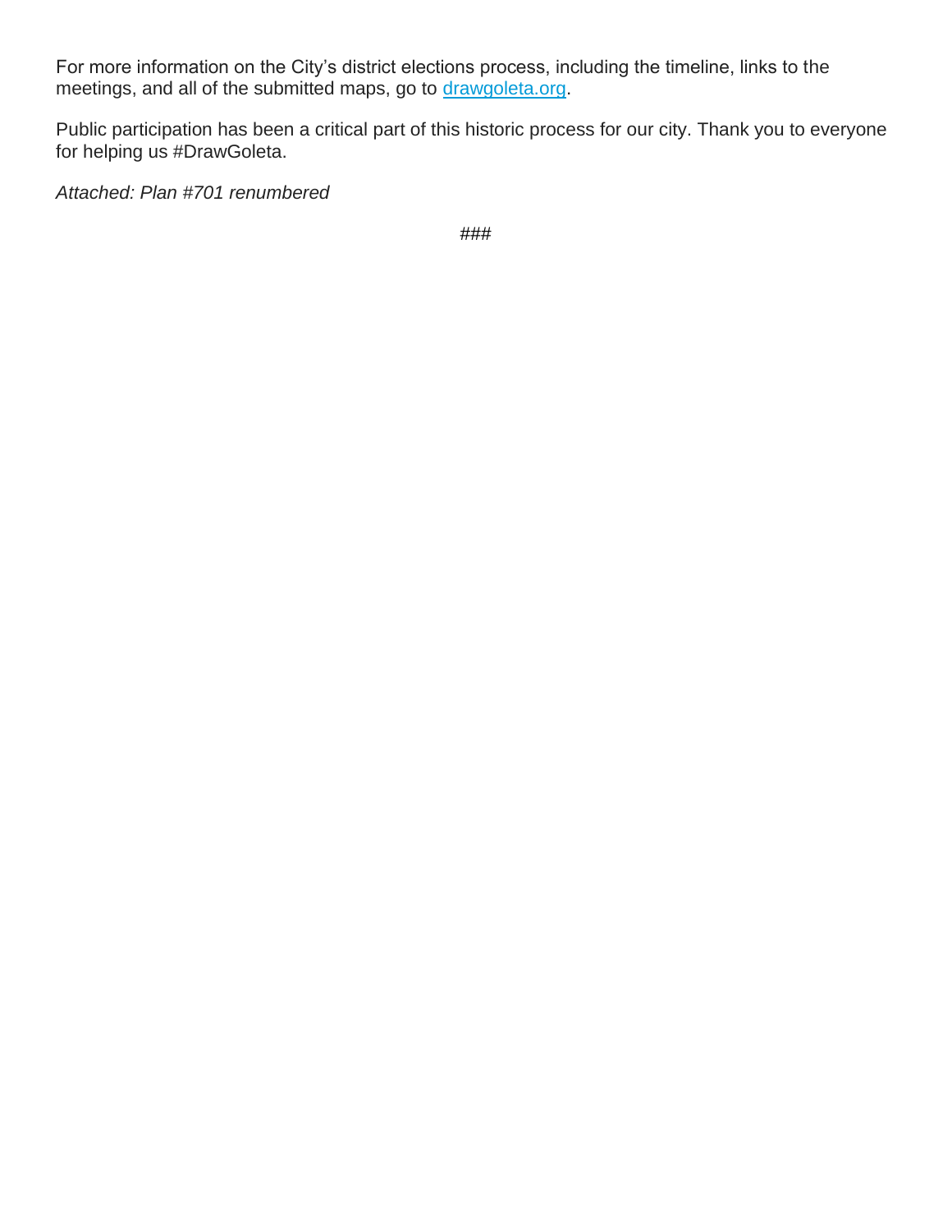For more information on the City's district elections process, including the timeline, links to the meetings, and all of the submitted maps, go to [drawgoleta.org](drawgoleta.org).

Public participation has been a critical part of this historic process for our city. Thank you to everyone for helping us #DrawGoleta.

*Attached: Plan #701 renumbered*

###